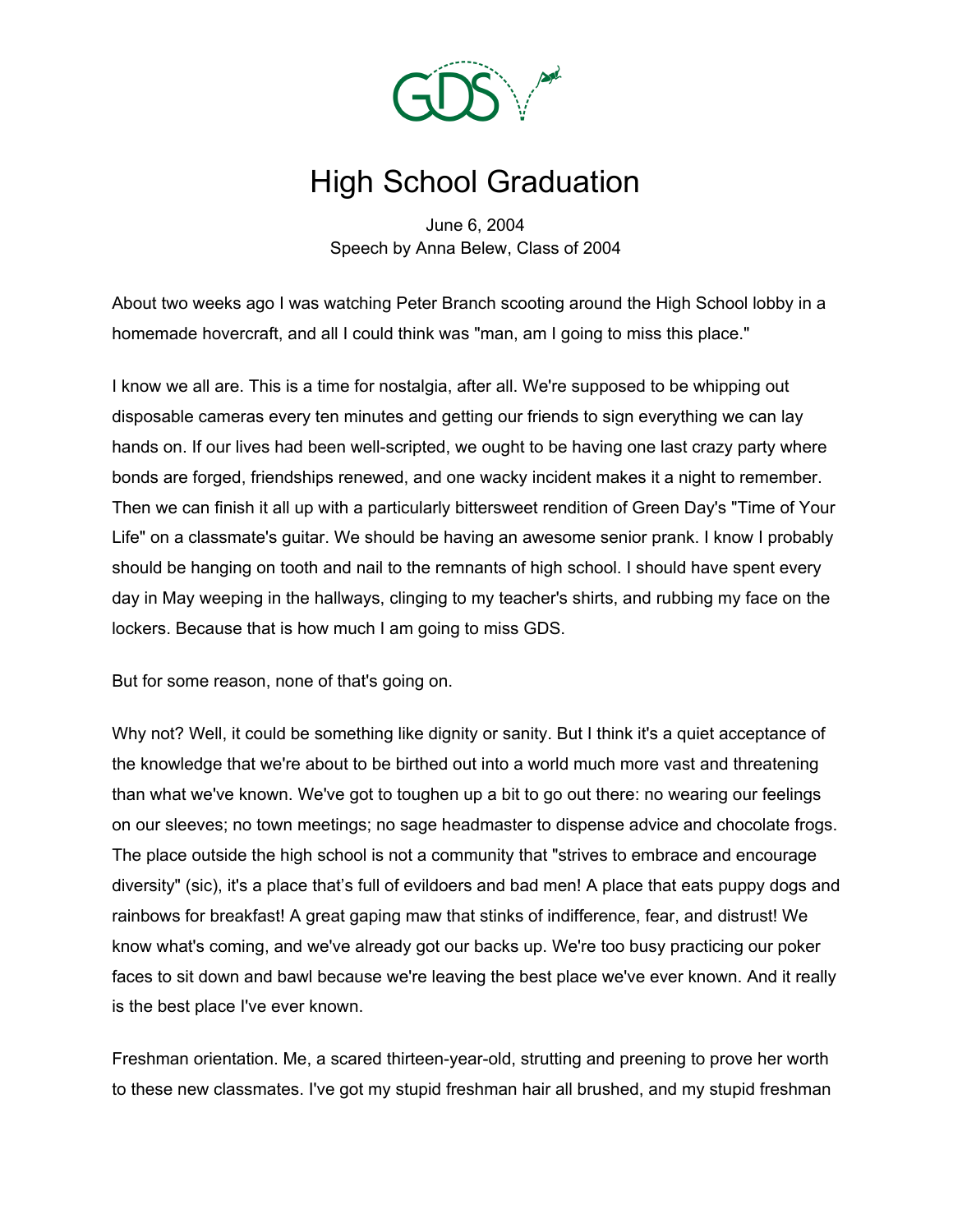# High School Graduation

June 6, 2004
Speech by Anna Belew, Class of 2004

About two weeks ago I was watching Peter Branch scooting around the High School lobby in a homemade hovercraft, and all I could think was "man, am I going to miss this place."

I know we all are. This is a time for nostalgia, after all. We're supposed to be whipping out disposable cameras every ten minutes and getting our friends to sign everything we can lay hands on. If our lives had been well-scripted, we ought to be having one last crazy party where bonds are forged, friendships renewed, and one wacky incident makes it a night to remember. Then we can finish it all up with a particularly bittersweet rendition of Green Day's "Time of Your Life" on a classmate's guitar. We should be having an awesome senior prank. I know I probably should be hanging on tooth and nail to the remnants of high school. I should have spent every day in May weeping in the hallways, clinging to my teacher's shirts, and rubbing my face on the lockers. Because that is how much I am going to miss GDS.

But for some reason, none of that's going on.

Why not? Well, it could be something like dignity or sanity. But I think it's a quiet acceptance of the knowledge that we're about to be birthed out into a world much more vast and threatening than what we've known. We've got to toughen up a bit to go out there: no wearing our feelings on our sleeves; no town meetings; no sage headmaster to dispense advice and chocolate frogs. The place outside the high school is not a community that "strives to embrace and encourage diversity" (sic), it's a place that's full of evildoers and bad men! A place that eats puppy dogs and rainbows for breakfast! A great gaping maw that stinks of indifference, fear, and distrust! We know what's coming, and we've already got our backs up. We're too busy practicing our poker faces to sit down and bawl because we're leaving the best place we've ever known. And it really is the best place I've ever known.

Freshman orientation. Me, a scared thirteen-year-old, strutting and preening to prove her worth to these new classmates. I've got my stupid freshman hair all brushed, and my stupid freshman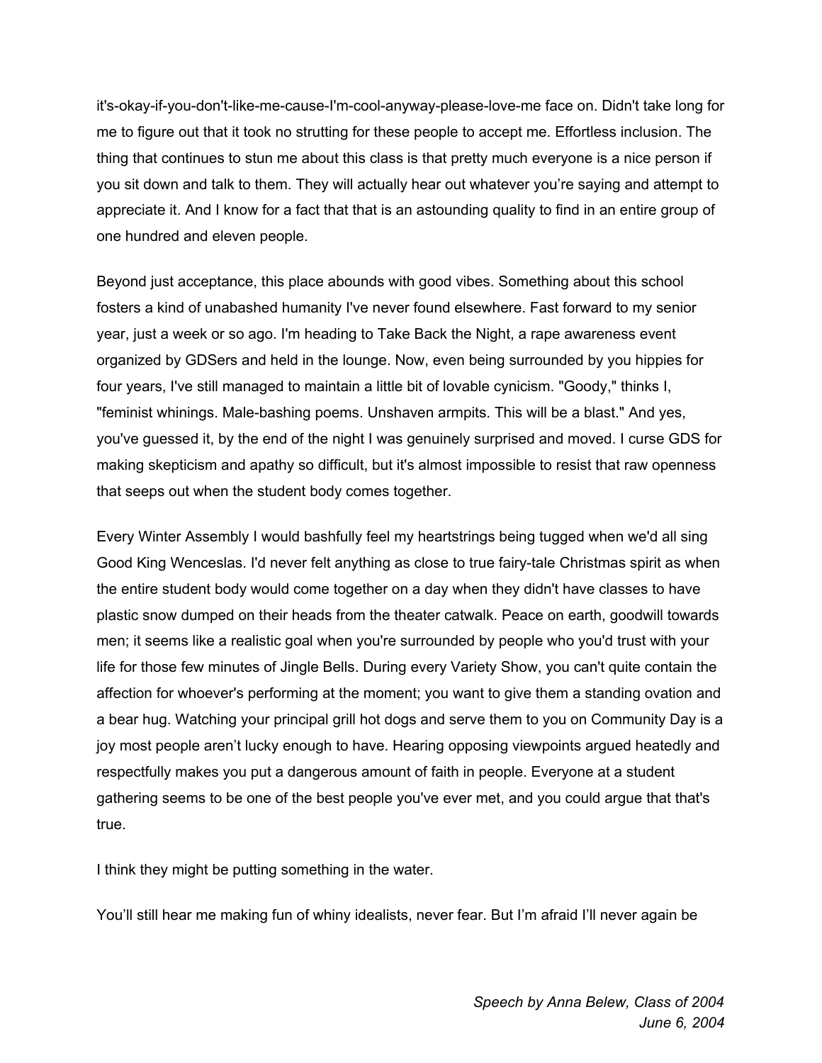it's-okay-if-you-don't-like-me-cause-I'm-cool-anyway-please-love-me face on. Didn't take long for me to figure out that it took no strutting for these people to accept me. Effortless inclusion. The thing that continues to stun me about this class is that pretty much everyone is a nice person if you sit down and talk to them. They will actually hear out whatever you're saying and attempt to appreciate it. And I know for a fact that that is an astounding quality to find in an entire group of one hundred and eleven people.

Beyond just acceptance, this place abounds with good vibes. Something about this school fosters a kind of unabashed humanity I've never found elsewhere. Fast forward to my senior year, just a week or so ago. I'm heading to Take Back the Night, a rape awareness event organized by GDSers and held in the lounge. Now, even being surrounded by you hippies for four years, I've still managed to maintain a little bit of lovable cynicism. "Goody," thinks I, "feminist whinings. Male-bashing poems. Unshaven armpits. This will be a blast." And yes, you've guessed it, by the end of the night I was genuinely surprised and moved. I curse GDS for making skepticism and apathy so difficult, but it's almost impossible to resist that raw openness that seeps out when the student body comes together.

Every Winter Assembly I would bashfully feel my heartstrings being tugged when we'd all sing Good King Wenceslas. I'd never felt anything as close to true fairy-tale Christmas spirit as when the entire student body would come together on a day when they didn't have classes to have plastic snow dumped on their heads from the theater catwalk. Peace on earth, goodwill towards men; it seems like a realistic goal when you're surrounded by people who you'd trust with your life for those few minutes of Jingle Bells. During every Variety Show, you can't quite contain the affection for whoever's performing at the moment; you want to give them a standing ovation and a bear hug. Watching your principal grill hot dogs and serve them to you on Community Day is a joy most people aren't lucky enough to have. Hearing opposing viewpoints argued heatedly and respectfully makes you put a dangerous amount of faith in people. Everyone at a student gathering seems to be one of the best people you've ever met, and you could argue that that's true.

I think they might be putting something in the water.

You'll still hear me making fun of whiny idealists, never fear. But I'm afraid I'll never again be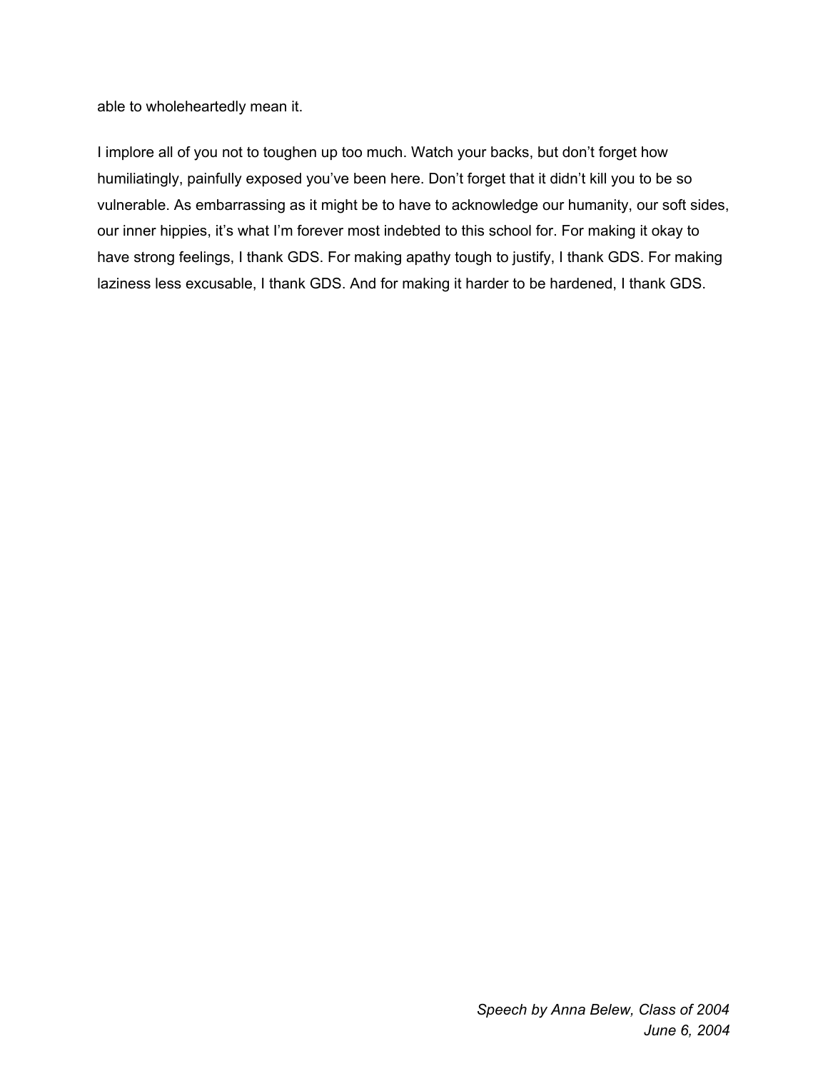able to wholeheartedly mean it.

I implore all of you not to toughen up too much. Watch your backs, but don’t forget how humiliatingly, painfully exposed you’ve been here. Don’t forget that it didn’t kill you to be so vulnerable. As embarrassing as it might be to have to acknowledge our humanity, our soft sides, our inner hippies, it’s what I’m forever most indebted to this school for. For making it okay to have strong feelings, I thank GDS. For making apathy tough to justify, I thank GDS. For making laziness less excusable, I thank GDS. And for making it harder to be hardened, I thank GDS.

*Speech by Anna Belew, Class of 2004*
*June 6, 2004*